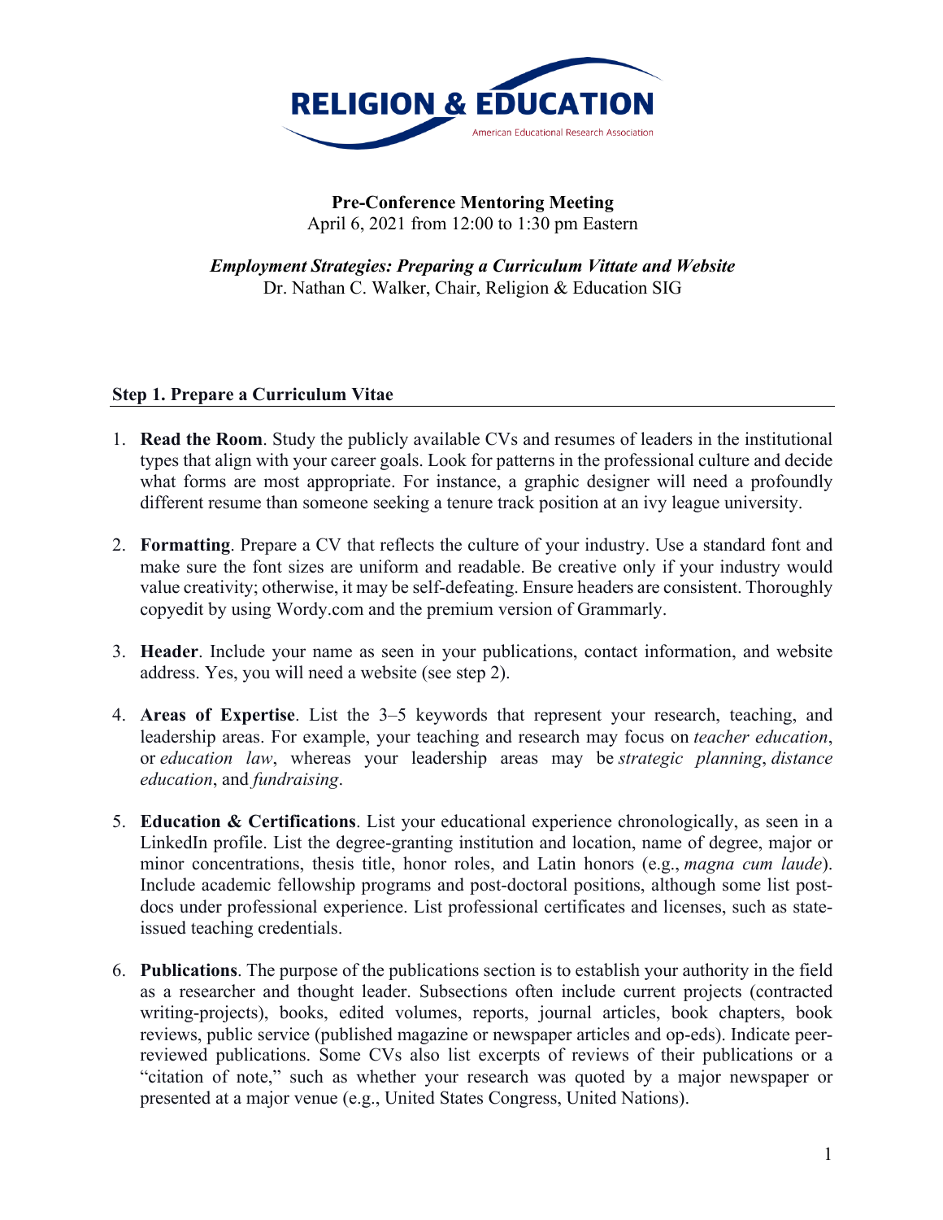RELIGION & EDUCATION

American Educational Research Association

**Pre-Conference Mentoring Meeting**
April 6, 2021 from 12:00 to 1:30 pm Eastern

***Employment Strategies: Preparing a Curriculum Vittate and Website***
Dr. Nathan C. Walker, Chair, Religion & Education SIG

## Step 1. Prepare a Curriculum Vitae

1. **Read the Room**. Study the publicly available CVs and resumes of leaders in the institutional types that align with your career goals. Look for patterns in the professional culture and decide what forms are most appropriate. For instance, a graphic designer will need a profoundly different resume than someone seeking a tenure track position at an ivy league university.

2. **Formatting**. Prepare a CV that reflects the culture of your industry. Use a standard font and make sure the font sizes are uniform and readable. Be creative only if your industry would value creativity; otherwise, it may be self-defeating. Ensure headers are consistent. Thoroughly copyedit by using Wordy.com and the premium version of Grammarly.

3. **Header**. Include your name as seen in your publications, contact information, and website address. Yes, you will need a website (see step 2).

4. **Areas of Expertise**. List the 3–5 keywords that represent your research, teaching, and leadership areas. For example, your teaching and research may focus on *teacher education*, or *education law*, whereas your leadership areas may be *strategic planning*, *distance education*, and *fundraising*.

5. **Education & Certifications**. List your educational experience chronologically, as seen in a LinkedIn profile. List the degree-granting institution and location, name of degree, major or minor concentrations, thesis title, honor roles, and Latin honors (e.g., *magna cum laude*). Include academic fellowship programs and post-doctoral positions, although some list post-docs under professional experience. List professional certificates and licenses, such as state-issued teaching credentials.

6. **Publications**. The purpose of the publications section is to establish your authority in the field as a researcher and thought leader. Subsections often include current projects (contracted writing-projects), books, edited volumes, reports, journal articles, book chapters, book reviews, public service (published magazine or newspaper articles and op-eds). Indicate peer-reviewed publications. Some CVs also list excerpts of reviews of their publications or a "citation of note," such as whether your research was quoted by a major newspaper or presented at a major venue (e.g., United States Congress, United Nations).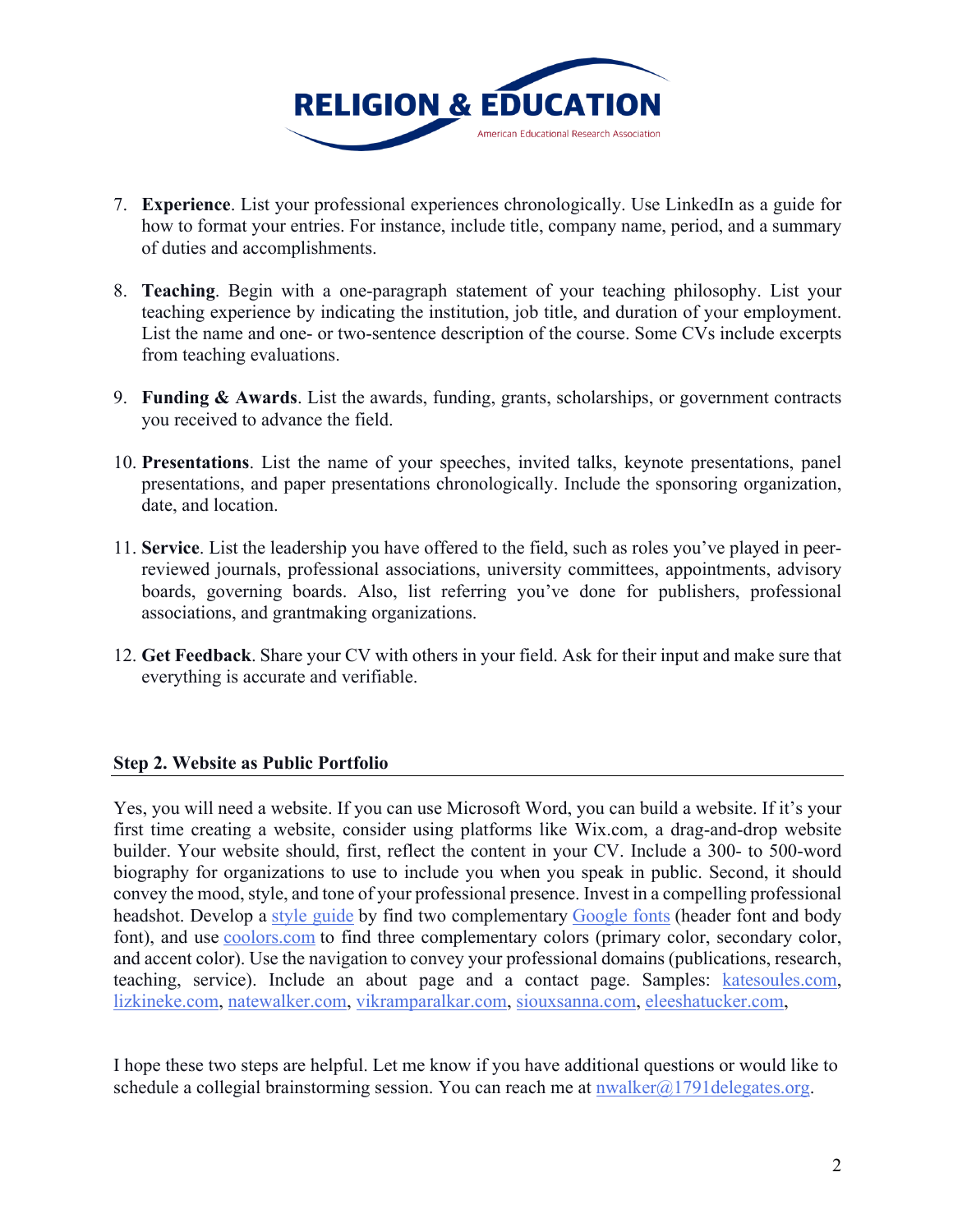7. **Experience**. List your professional experiences chronologically. Use LinkedIn as a guide for how to format your entries. For instance, include title, company name, period, and a summary of duties and accomplishments.

8. **Teaching**. Begin with a one-paragraph statement of your teaching philosophy. List your teaching experience by indicating the institution, job title, and duration of your employment. List the name and one- or two-sentence description of the course. Some CVs include excerpts from teaching evaluations.

9. **Funding & Awards**. List the awards, funding, grants, scholarships, or government contracts you received to advance the field.

10. **Presentations**. List the name of your speeches, invited talks, keynote presentations, panel presentations, and paper presentations chronologically. Include the sponsoring organization, date, and location.

11. **Service**. List the leadership you have offered to the field, such as roles you've played in peer-reviewed journals, professional associations, university committees, appointments, advisory boards, governing boards. Also, list referring you've done for publishers, professional associations, and grantmaking organizations.

12. **Get Feedback**. Share your CV with others in your field. Ask for their input and make sure that everything is accurate and verifiable.

## Step 2. Website as Public Portfolio

Yes, you will need a website. If you can use Microsoft Word, you can build a website. If it's your first time creating a website, consider using platforms like Wix.com, a drag-and-drop website builder. Your website should, first, reflect the content in your CV. Include a 300- to 500-word biography for organizations to use to include you when you speak in public. Second, it should convey the mood, style, and tone of your professional presence. Invest in a compelling professional headshot. Develop a style guide by find two complementary Google fonts (header font and body font), and use coolors.com to find three complementary colors (primary color, secondary color, and accent color). Use the navigation to convey your professional domains (publications, research, teaching, service). Include an about page and a contact page. Samples: katesoules.com, lizkineke.com, natewalker.com, vikramparalkar.com, siouxsanna.com, eleeshatucker.com,

I hope these two steps are helpful. Let me know if you have additional questions or would like to schedule a collegial brainstorming session. You can reach me at nwalker@1791delegates.org.